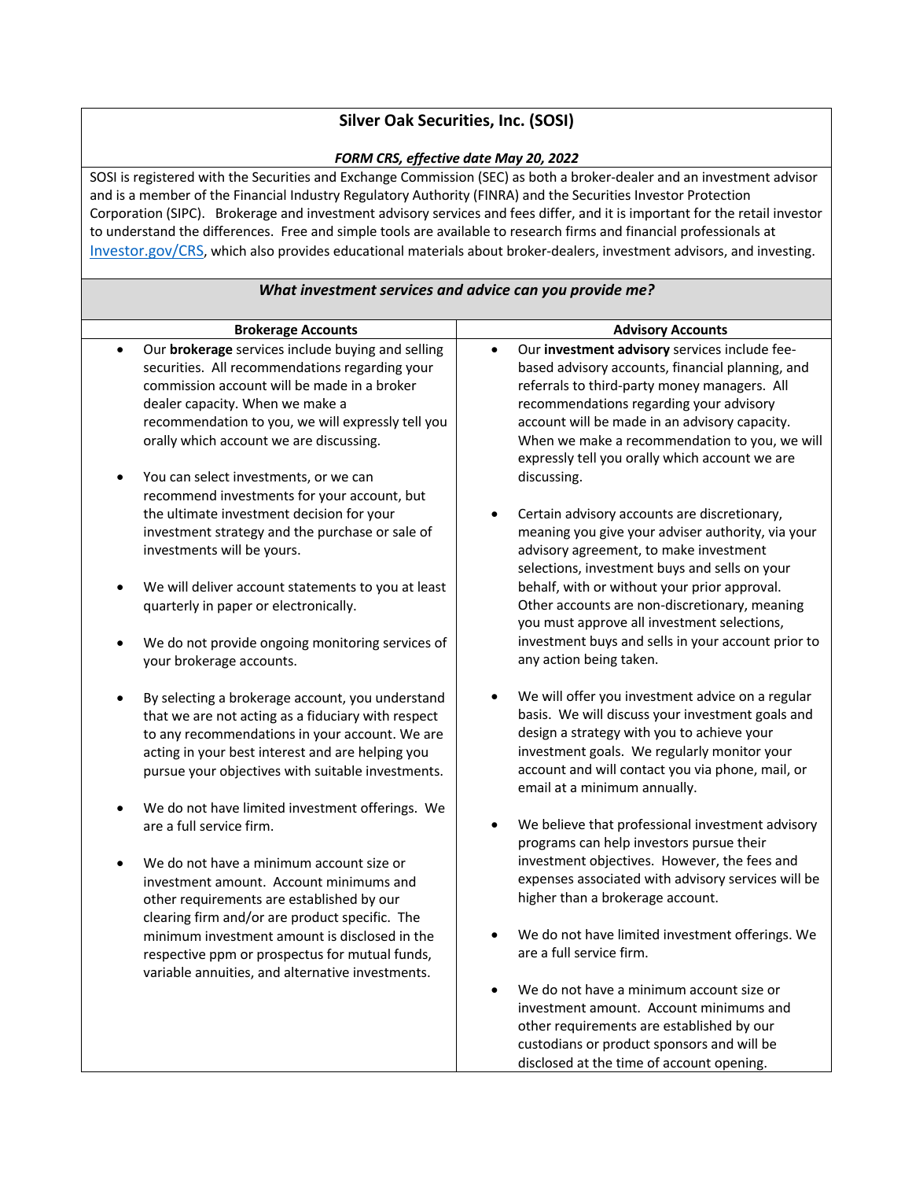# Silver Oak Securities, Inc. (SOSI)

***FORM CRS, effective date May 20, 2022***

SOSI is registered with the Securities and Exchange Commission (SEC) as both a broker-dealer and an investment advisor and is a member of the Financial Industry Regulatory Authority (FINRA) and the Securities Investor Protection Corporation (SIPC). Brokerage and investment advisory services and fees differ, and it is important for the retail investor to understand the differences. Free and simple tools are available to research firms and financial professionals at Investor.gov/CRS, which also provides educational materials about broker-dealers, investment advisors, and investing.

## *What investment services and advice can you provide me?*

### Brokerage Accounts

- Our **brokerage** services include buying and selling securities. All recommendations regarding your commission account will be made in a broker dealer capacity. When we make a recommendation to you, we will expressly tell you orally which account we are discussing.
- You can select investments, or we can recommend investments for your account, but the ultimate investment decision for your investment strategy and the purchase or sale of investments will be yours.
- We will deliver account statements to you at least quarterly in paper or electronically.
- We do not provide ongoing monitoring services of your brokerage accounts.
- By selecting a brokerage account, you understand that we are not acting as a fiduciary with respect to any recommendations in your account. We are acting in your best interest and are helping you pursue your objectives with suitable investments.
- We do not have limited investment offerings. We are a full service firm.
- We do not have a minimum account size or investment amount. Account minimums and other requirements are established by our clearing firm and/or are product specific. The minimum investment amount is disclosed in the respective ppm or prospectus for mutual funds, variable annuities, and alternative investments.

### Advisory Accounts

- Our **investment advisory** services include fee-based advisory accounts, financial planning, and referrals to third-party money managers. All recommendations regarding your advisory account will be made in an advisory capacity. When we make a recommendation to you, we will expressly tell you orally which account we are discussing.
- Certain advisory accounts are discretionary, meaning you give your adviser authority, via your advisory agreement, to make investment selections, investment buys and sells on your behalf, with or without your prior approval. Other accounts are non-discretionary, meaning you must approve all investment selections, investment buys and sells in your account prior to any action being taken.
- We will offer you investment advice on a regular basis. We will discuss your investment goals and design a strategy with you to achieve your investment goals. We regularly monitor your account and will contact you via phone, mail, or email at a minimum annually.
- We believe that professional investment advisory programs can help investors pursue their investment objectives. However, the fees and expenses associated with advisory services will be higher than a brokerage account.
- We do not have limited investment offerings. We are a full service firm.
- We do not have a minimum account size or investment amount. Account minimums and other requirements are established by our custodians or product sponsors and will be disclosed at the time of account opening.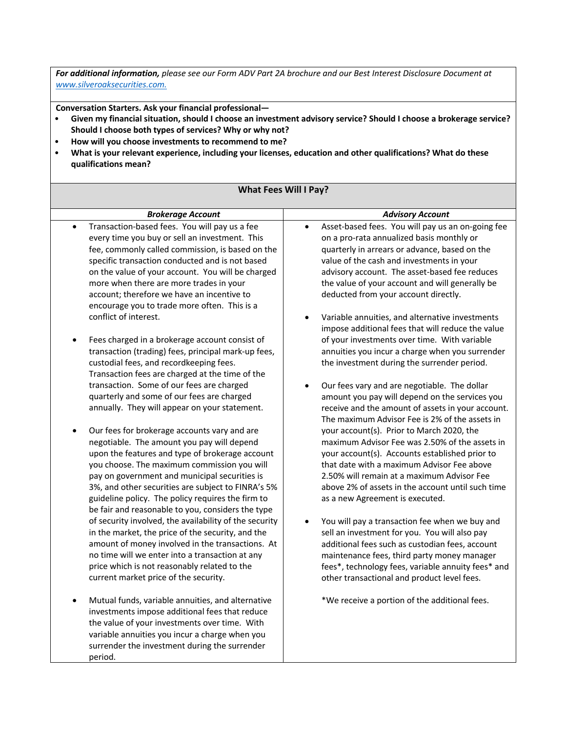***For additional information,*** *please see our Form ADV Part 2A brochure and our Best Interest Disclosure Document at* *www.silveroaksecurities.com.*

**Conversation Starters. Ask your financial professional—**

- **Given my financial situation, should I choose an investment advisory service? Should I choose a brokerage service? Should I choose both types of services? Why or why not?**
- **How will you choose investments to recommend to me?**
- **What is your relevant experience, including your licenses, education and other qualifications? What do these qualifications mean?**

## What Fees Will I Pay?

| ***Brokerage Account*** | ***Advisory Account*** |
|---|---|
| • Transaction-based fees. You will pay us a fee every time you buy or sell an investment. This fee, commonly called commission, is based on the specific transaction conducted and is not based on the value of your account. You will be charged more when there are more trades in your account; therefore we have an incentive to encourage you to trade more often. This is a conflict of interest.<br><br>• Fees charged in a brokerage account consist of transaction (trading) fees, principal mark-up fees, custodial fees, and recordkeeping fees. Transaction fees are charged at the time of the transaction. Some of our fees are charged quarterly and some of our fees are charged annually. They will appear on your statement.<br><br>• Our fees for brokerage accounts vary and are negotiable. The amount you pay will depend upon the features and type of brokerage account you choose. The maximum commission you will pay on government and municipal securities is 3%, and other securities are subject to FINRA's 5% guideline policy. The policy requires the firm to be fair and reasonable to you, considers the type of security involved, the availability of the security in the market, the price of the security, and the amount of money involved in the transactions. At no time will we enter into a transaction at any price which is not reasonably related to the current market price of the security.<br><br>• Mutual funds, variable annuities, and alternative investments impose additional fees that reduce the value of your investments over time. With variable annuities you incur a charge when you surrender the investment during the surrender period. | • Asset-based fees. You will pay us an on-going fee on a pro-rata annualized basis monthly or quarterly in arrears or advance, based on the value of the cash and investments in your advisory account. The asset-based fee reduces the value of your account and will generally be deducted from your account directly.<br><br>• Variable annuities, and alternative investments impose additional fees that will reduce the value of your investments over time. With variable annuities you incur a charge when you surrender the investment during the surrender period.<br><br>• Our fees vary and are negotiable. The dollar amount you pay will depend on the services you receive and the amount of assets in your account. The maximum Advisor Fee is 2% of the assets in your account(s). Prior to March 2020, the maximum Advisor Fee was 2.50% of the assets in your account(s). Accounts established prior to that date with a maximum Advisor Fee above 2.50% will remain at a maximum Advisor Fee above 2% of assets in the account until such time as a new Agreement is executed.<br><br>• You will pay a transaction fee when we buy and sell an investment for you. You will also pay additional fees such as custodian fees, account maintenance fees, third party money manager fees*, technology fees, variable annuity fees* and other transactional and product level fees.<br><br>*We receive a portion of the additional fees. |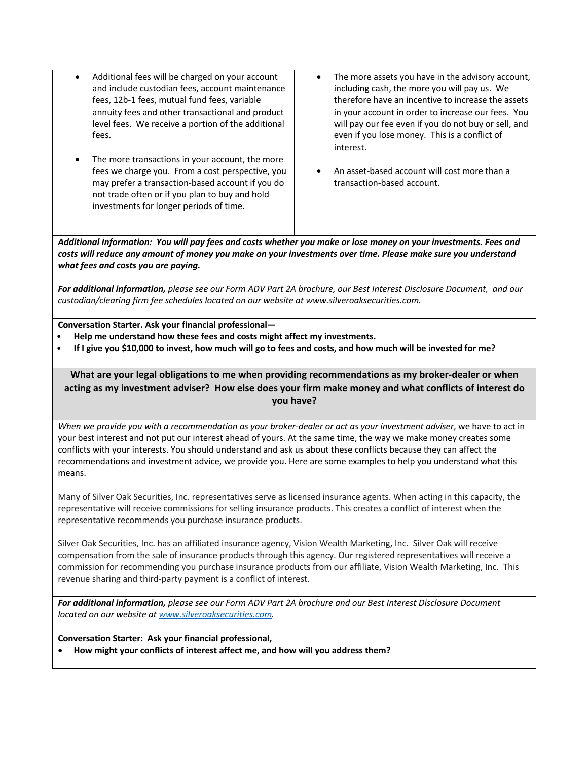| | |
|---|---|
| • Additional fees will be charged on your account and include custodian fees, account maintenance fees, 12b-1 fees, mutual fund fees, variable annuity fees and other transactional and product level fees. We receive a portion of the additional fees.<br><br>• The more transactions in your account, the more fees we charge you. From a cost perspective, you may prefer a transaction-based account if you do not trade often or if you plan to buy and hold investments for longer periods of time. | • The more assets you have in the advisory account, including cash, the more you will pay us. We therefore have an incentive to increase the assets in your account in order to increase our fees. You will pay our fee even if you do not buy or sell, and even if you lose money. This is a conflict of interest.<br><br>• An asset-based account will cost more than a transaction-based account. |

***Additional Information: You will pay fees and costs whether you make or lose money on your investments. Fees and costs will reduce any amount of money you make on your investments over time. Please make sure you understand what fees and costs you are paying.***

***For additional information,*** *please see our Form ADV Part 2A brochure, our Best Interest Disclosure Document, and our custodian/clearing firm fee schedules located on our website at www.silveroaksecurities.com.*

**Conversation Starter. Ask your financial professional—**

- **Help me understand how these fees and costs might affect my investments.**
- **If I give you $10,000 to invest, how much will go to fees and costs, and how much will be invested for me?**

## What are your legal obligations to me when providing recommendations as my broker-dealer or when acting as my investment adviser? How else does your firm make money and what conflicts of interest do you have?

*When we provide you with a recommendation as your broker-dealer or act as your investment adviser*, we have to act in your best interest and not put our interest ahead of yours. At the same time, the way we make money creates some conflicts with your interests. You should understand and ask us about these conflicts because they can affect the recommendations and investment advice, we provide you. Here are some examples to help you understand what this means.

Many of Silver Oak Securities, Inc. representatives serve as licensed insurance agents. When acting in this capacity, the representative will receive commissions for selling insurance products. This creates a conflict of interest when the representative recommends you purchase insurance products.

Silver Oak Securities, Inc. has an affiliated insurance agency, Vision Wealth Marketing, Inc. Silver Oak will receive compensation from the sale of insurance products through this agency. Our registered representatives will receive a commission for recommending you purchase insurance products from our affiliate, Vision Wealth Marketing, Inc. This revenue sharing and third-party payment is a conflict of interest.

***For additional information,*** *please see our Form ADV Part 2A brochure and our Best Interest Disclosure Document located on our website at [www.silveroaksecurities.com](http://www.silveroaksecurities.com).*

**Conversation Starter: Ask your financial professional,**

- **How might your conflicts of interest affect me, and how will you address them?**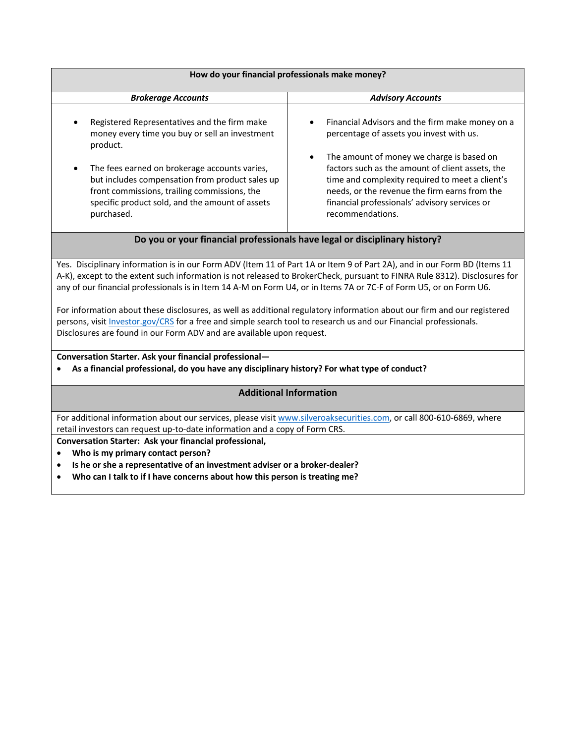## How do your financial professionals make money?

| ***Brokerage Accounts*** | ***Advisory Accounts*** |
|---|---|
| • Registered Representatives and the firm make money every time you buy or sell an investment product.<br><br>• The fees earned on brokerage accounts varies, but includes compensation from product sales up front commissions, trailing commissions, the specific product sold, and the amount of assets purchased. | • Financial Advisors and the firm make money on a percentage of assets you invest with us.<br><br>• The amount of money we charge is based on factors such as the amount of client assets, the time and complexity required to meet a client's needs, or the revenue the firm earns from the financial professionals' advisory services or recommendations. |

## Do you or your financial professionals have legal or disciplinary history?

Yes. Disciplinary information is in our Form ADV (Item 11 of Part 1A or Item 9 of Part 2A), and in our Form BD (Items 11 A-K), except to the extent such information is not released to BrokerCheck, pursuant to FINRA Rule 8312). Disclosures for any of our financial professionals is in Item 14 A-M on Form U4, or in Items 7A or 7C-F of Form U5, or on Form U6.

For information about these disclosures, as well as additional regulatory information about our firm and our registered persons, visit [Investor.gov/CRS](Investor.gov/CRS) for a free and simple search tool to research us and our Financial professionals. Disclosures are found in our Form ADV and are available upon request.

**Conversation Starter. Ask your financial professional—**

- **As a financial professional, do you have any disciplinary history? For what type of conduct?**

## Additional Information

For additional information about our services, please visit [www.silveroaksecurities.com](www.silveroaksecurities.com), or call 800-610-6869, where retail investors can request up-to-date information and a copy of Form CRS.

**Conversation Starter: Ask your financial professional,**

- **Who is my primary contact person?**
- **Is he or she a representative of an investment adviser or a broker-dealer?**
- **Who can I talk to if I have concerns about how this person is treating me?**